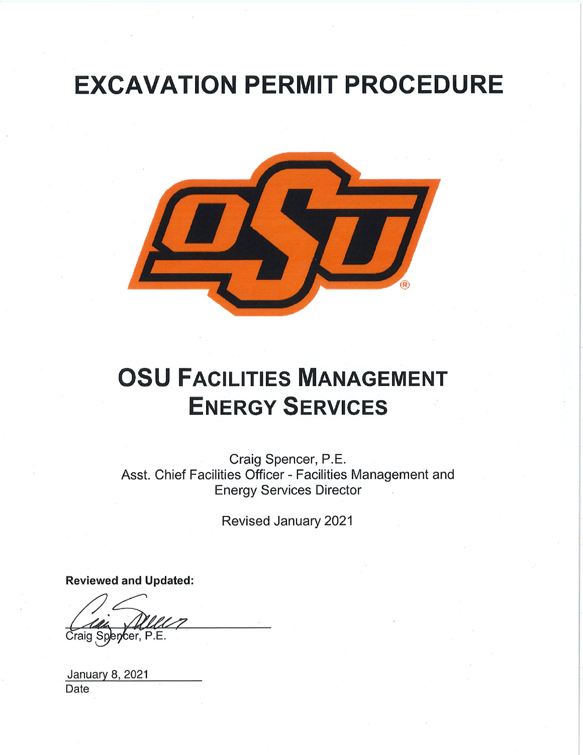# EXCAVATION PERMIT PROCEDURE

# OSU FACILITIES MANAGEMENT ENERGY SERVICES

Craig Spencer, P.E.
Asst. Chief Facilities Officer - Facilities Management and Energy Services Director

Revised January 2021

**Reviewed and Updated:**

Craig Spencer, P.E.

January 8, 2021
Date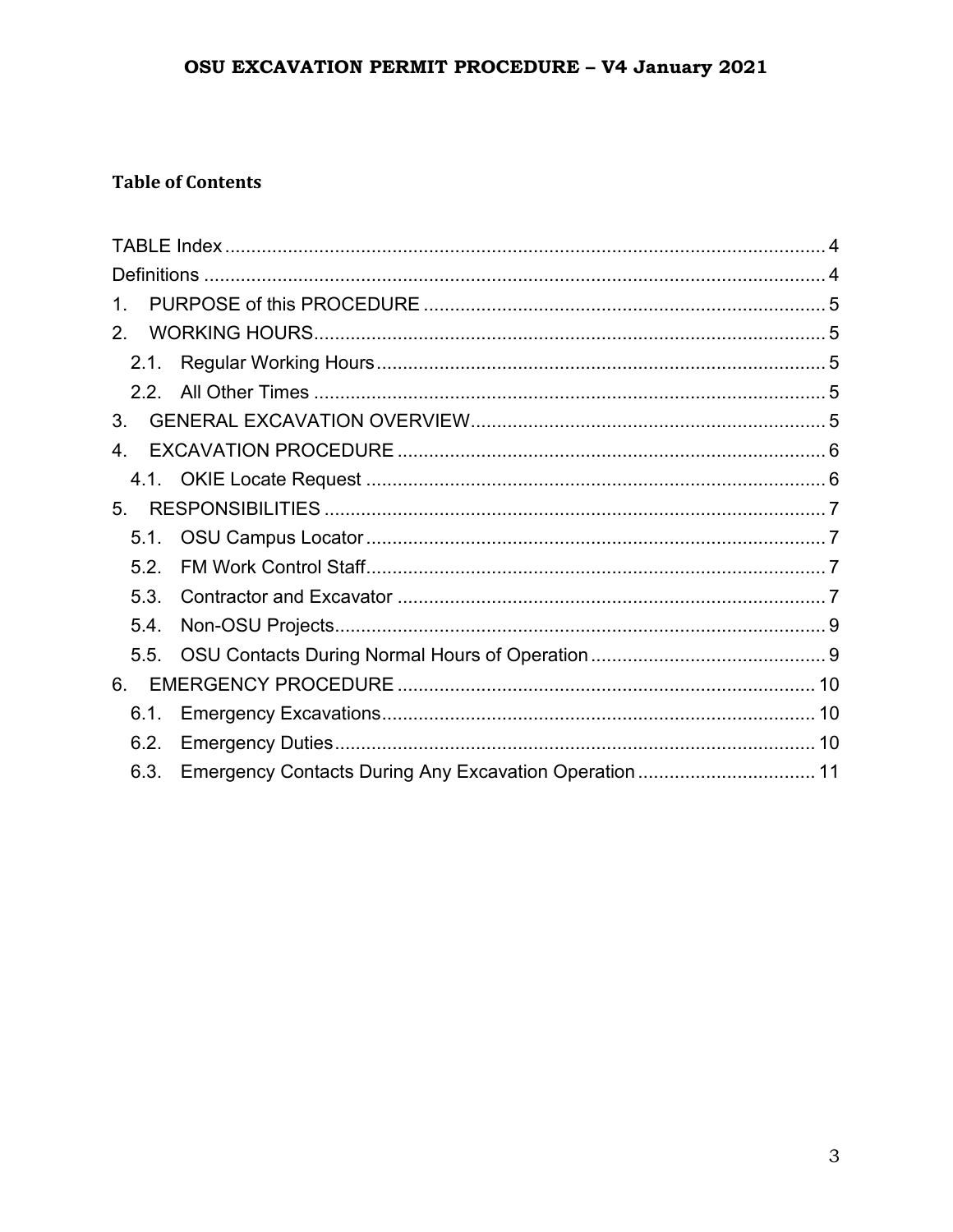## Table of Contents

TABLE Index ... 4
Definitions ... 4
1. PURPOSE of this PROCEDURE ... 5
2. WORKING HOURS ... 5
   2.1. Regular Working Hours ... 5
   2.2. All Other Times ... 5
3. GENERAL EXCAVATION OVERVIEW ... 5
4. EXCAVATION PROCEDURE ... 6
   4.1. OKIE Locate Request ... 6
5. RESPONSIBILITIES ... 7
   5.1. OSU Campus Locator ... 7
   5.2. FM Work Control Staff ... 7
   5.3. Contractor and Excavator ... 7
   5.4. Non-OSU Projects ... 9
   5.5. OSU Contacts During Normal Hours of Operation ... 9
6. EMERGENCY PROCEDURE ... 10
   6.1. Emergency Excavations ... 10
   6.2. Emergency Duties ... 10
   6.3. Emergency Contacts During Any Excavation Operation ... 11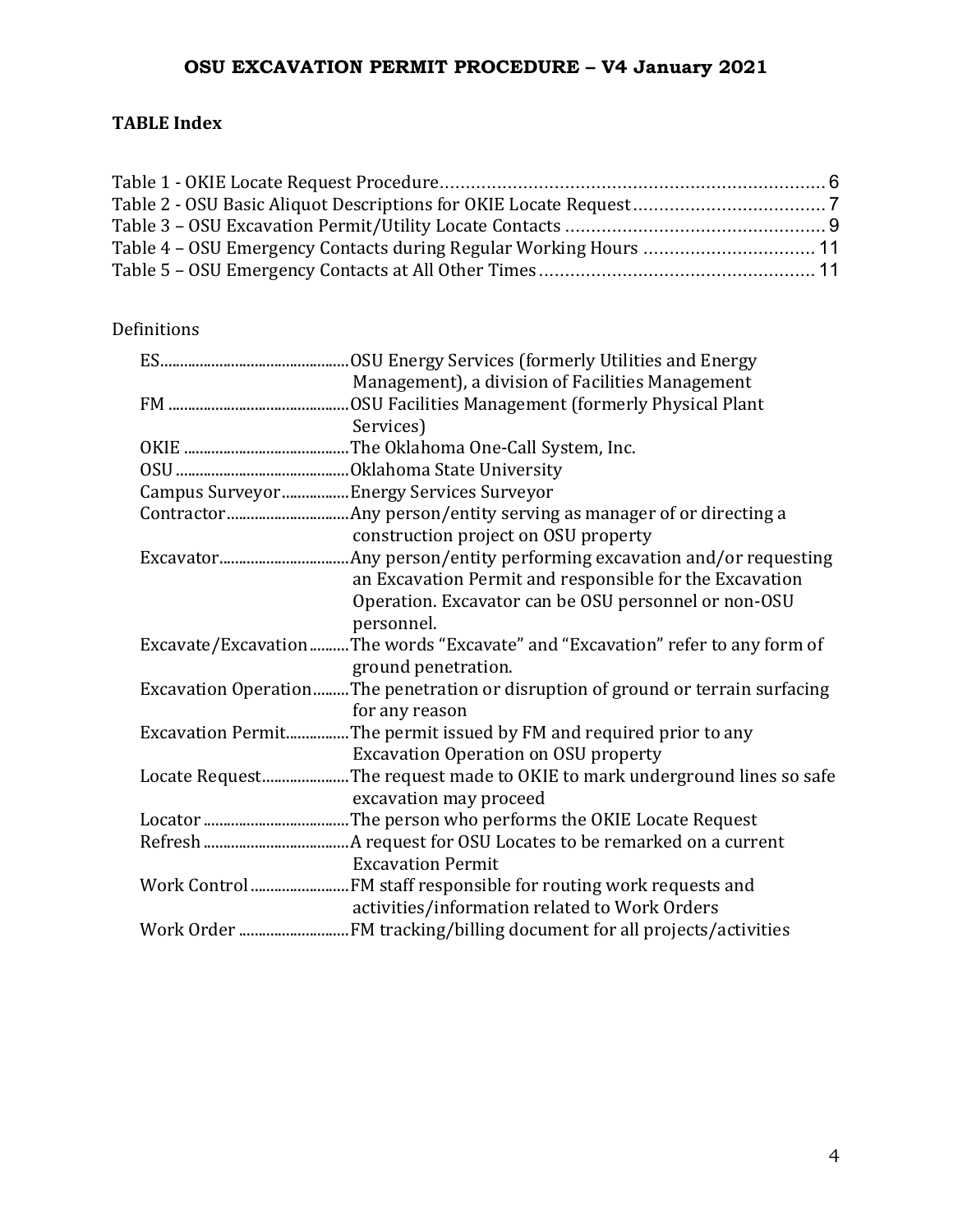## TABLE Index

Table 1 - OKIE Locate Request Procedure........................................................................ 6
Table 2 - OSU Basic Aliquot Descriptions for OKIE Locate Request..................................... 7
Table 3 – OSU Excavation Permit/Utility Locate Contacts .................................................. 9
Table 4 – OSU Emergency Contacts during Regular Working Hours ................................. 11
Table 5 – OSU Emergency Contacts at All Other Times ..................................................... 11

Definitions

| Term | Definition |
|---|---|
| ES | OSU Energy Services (formerly Utilities and Energy Management), a division of Facilities Management |
| FM | OSU Facilities Management (formerly Physical Plant Services) |
| OKIE | The Oklahoma One-Call System, Inc. |
| OSU | Oklahoma State University |
| Campus Surveyor | Energy Services Surveyor |
| Contractor | Any person/entity serving as manager of or directing a construction project on OSU property |
| Excavator | Any person/entity performing excavation and/or requesting an Excavation Permit and responsible for the Excavation Operation. Excavator can be OSU personnel or non-OSU personnel. |
| Excavate/Excavation | The words "Excavate" and "Excavation" refer to any form of ground penetration. |
| Excavation Operation | The penetration or disruption of ground or terrain surfacing for any reason |
| Excavation Permit | The permit issued by FM and required prior to any Excavation Operation on OSU property |
| Locate Request | The request made to OKIE to mark underground lines so safe excavation may proceed |
| Locator | The person who performs the OKIE Locate Request |
| Refresh | A request for OSU Locates to be remarked on a current Excavation Permit |
| Work Control | FM staff responsible for routing work requests and activities/information related to Work Orders |
| Work Order | FM tracking/billing document for all projects/activities |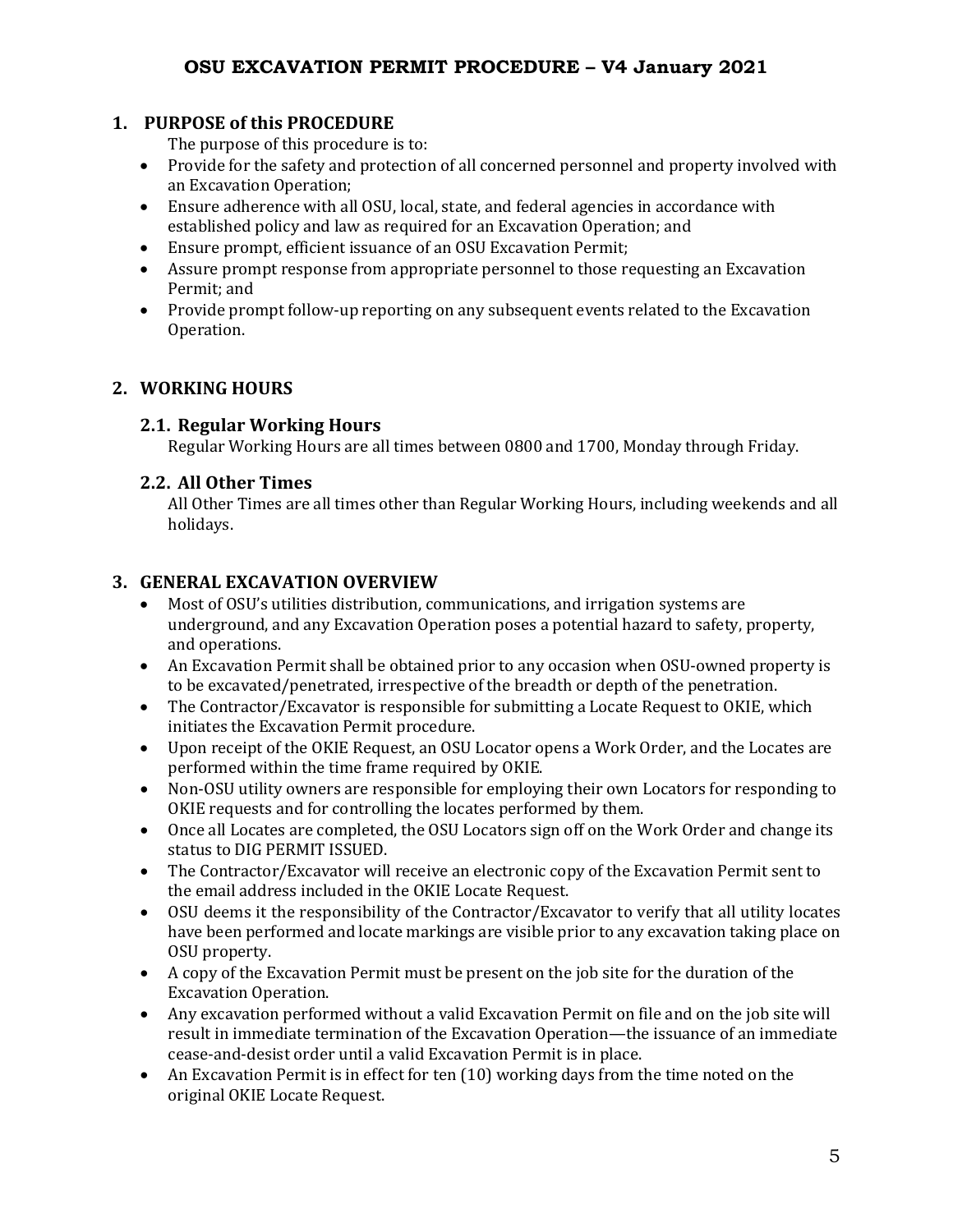# OSU EXCAVATION PERMIT PROCEDURE – V4 January 2021

## 1. PURPOSE of this PROCEDURE

The purpose of this procedure is to:

- Provide for the safety and protection of all concerned personnel and property involved with an Excavation Operation;
- Ensure adherence with all OSU, local, state, and federal agencies in accordance with established policy and law as required for an Excavation Operation; and
- Ensure prompt, efficient issuance of an OSU Excavation Permit;
- Assure prompt response from appropriate personnel to those requesting an Excavation Permit; and
- Provide prompt follow-up reporting on any subsequent events related to the Excavation Operation.

## 2. WORKING HOURS

### 2.1. Regular Working Hours

Regular Working Hours are all times between 0800 and 1700, Monday through Friday.

### 2.2. All Other Times

All Other Times are all times other than Regular Working Hours, including weekends and all holidays.

## 3. GENERAL EXCAVATION OVERVIEW

- Most of OSU's utilities distribution, communications, and irrigation systems are underground, and any Excavation Operation poses a potential hazard to safety, property, and operations.
- An Excavation Permit shall be obtained prior to any occasion when OSU-owned property is to be excavated/penetrated, irrespective of the breadth or depth of the penetration.
- The Contractor/Excavator is responsible for submitting a Locate Request to OKIE, which initiates the Excavation Permit procedure.
- Upon receipt of the OKIE Request, an OSU Locator opens a Work Order, and the Locates are performed within the time frame required by OKIE.
- Non-OSU utility owners are responsible for employing their own Locators for responding to OKIE requests and for controlling the locates performed by them.
- Once all Locates are completed, the OSU Locators sign off on the Work Order and change its status to DIG PERMIT ISSUED.
- The Contractor/Excavator will receive an electronic copy of the Excavation Permit sent to the email address included in the OKIE Locate Request.
- OSU deems it the responsibility of the Contractor/Excavator to verify that all utility locates have been performed and locate markings are visible prior to any excavation taking place on OSU property.
- A copy of the Excavation Permit must be present on the job site for the duration of the Excavation Operation.
- Any excavation performed without a valid Excavation Permit on file and on the job site will result in immediate termination of the Excavation Operation—the issuance of an immediate cease-and-desist order until a valid Excavation Permit is in place.
- An Excavation Permit is in effect for ten (10) working days from the time noted on the original OKIE Locate Request.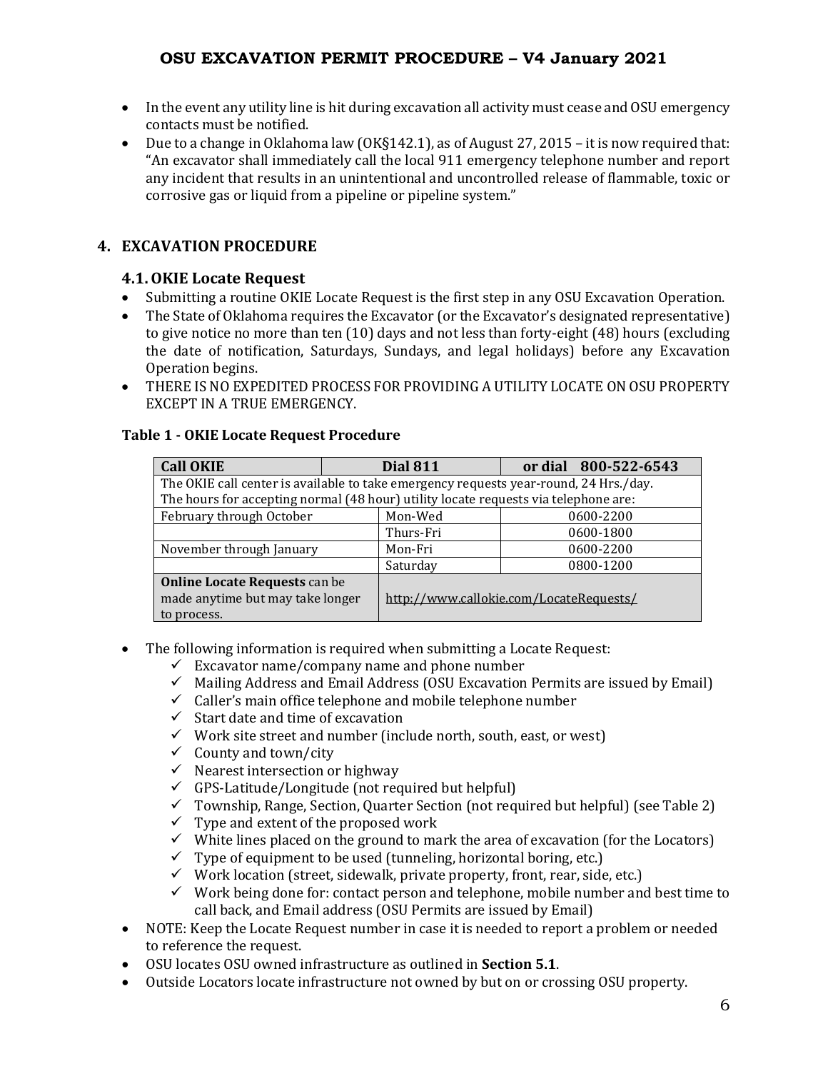- In the event any utility line is hit during excavation all activity must cease and OSU emergency contacts must be notified.
- Due to a change in Oklahoma law (OK§142.1), as of August 27, 2015 – it is now required that: "An excavator shall immediately call the local 911 emergency telephone number and report any incident that results in an unintentional and uncontrolled release of flammable, toxic or corrosive gas or liquid from a pipeline or pipeline system."

## 4. EXCAVATION PROCEDURE

### 4.1. OKIE Locate Request

- Submitting a routine OKIE Locate Request is the first step in any OSU Excavation Operation.
- The State of Oklahoma requires the Excavator (or the Excavator's designated representative) to give notice no more than ten (10) days and not less than forty-eight (48) hours (excluding the date of notification, Saturdays, Sundays, and legal holidays) before any Excavation Operation begins.
- THERE IS NO EXPEDITED PROCESS FOR PROVIDING A UTILITY LOCATE ON OSU PROPERTY EXCEPT IN A TRUE EMERGENCY.

**Table 1 - OKIE Locate Request Procedure**

| **Call OKIE** | **Dial 811** | **or dial 800-522-6543** |
|---|---|---|
| The OKIE call center is available to take emergency requests year-round, 24 Hrs./day. The hours for accepting normal (48 hour) utility locate requests via telephone are: | | |
| February through October | Mon-Wed | 0600-2200 |
| | Thurs-Fri | 0600-1800 |
| November through January | Mon-Fri | 0600-2200 |
| | Saturday | 0800-1200 |
| **Online Locate Requests** can be made anytime but may take longer to process. | http://www.callokie.com/LocateRequests/ | |

- The following information is required when submitting a Locate Request:
  - ✓ Excavator name/company name and phone number
  - ✓ Mailing Address and Email Address (OSU Excavation Permits are issued by Email)
  - ✓ Caller's main office telephone and mobile telephone number
  - ✓ Start date and time of excavation
  - ✓ Work site street and number (include north, south, east, or west)
  - ✓ County and town/city
  - ✓ Nearest intersection or highway
  - ✓ GPS-Latitude/Longitude (not required but helpful)
  - ✓ Township, Range, Section, Quarter Section (not required but helpful) (see Table 2)
  - ✓ Type and extent of the proposed work
  - ✓ White lines placed on the ground to mark the area of excavation (for the Locators)
  - ✓ Type of equipment to be used (tunneling, horizontal boring, etc.)
  - ✓ Work location (street, sidewalk, private property, front, rear, side, etc.)
  - ✓ Work being done for: contact person and telephone, mobile number and best time to call back, and Email address (OSU Permits are issued by Email)
- NOTE: Keep the Locate Request number in case it is needed to report a problem or needed to reference the request.
- OSU locates OSU owned infrastructure as outlined in **Section 5.1**.
- Outside Locators locate infrastructure not owned by but on or crossing OSU property.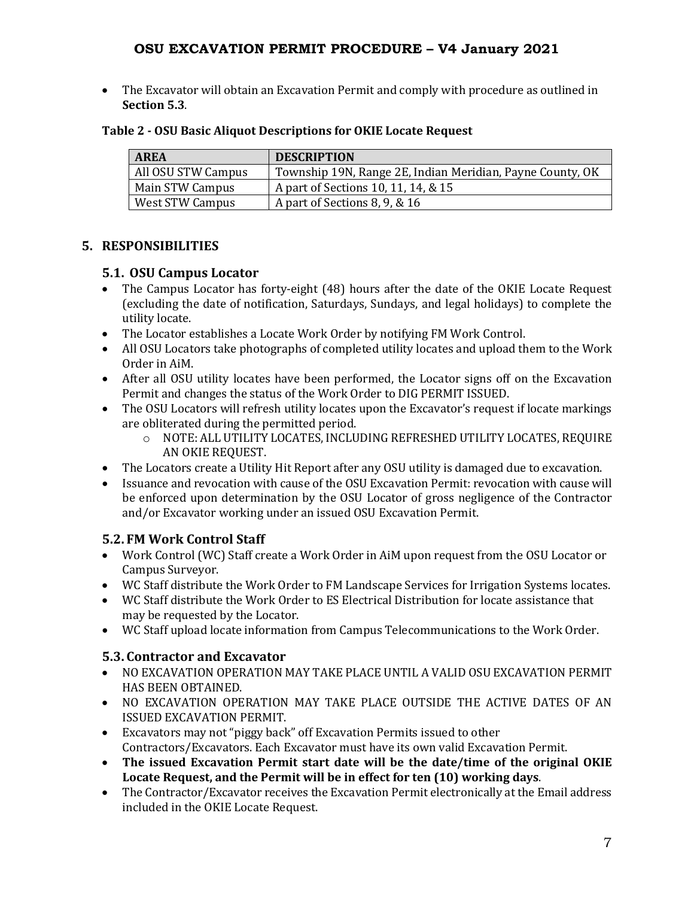- The Excavator will obtain an Excavation Permit and comply with procedure as outlined in **Section 5.3**.

**Table 2 - OSU Basic Aliquot Descriptions for OKIE Locate Request**

| AREA | DESCRIPTION |
|---|---|
| All OSU STW Campus | Township 19N, Range 2E, Indian Meridian, Payne County, OK |
| Main STW Campus | A part of Sections 10, 11, 14, & 15 |
| West STW Campus | A part of Sections 8, 9, & 16 |

## 5. RESPONSIBILITIES

### 5.1. OSU Campus Locator

- The Campus Locator has forty-eight (48) hours after the date of the OKIE Locate Request (excluding the date of notification, Saturdays, Sundays, and legal holidays) to complete the utility locate.
- The Locator establishes a Locate Work Order by notifying FM Work Control.
- All OSU Locators take photographs of completed utility locates and upload them to the Work Order in AiM.
- After all OSU utility locates have been performed, the Locator signs off on the Excavation Permit and changes the status of the Work Order to DIG PERMIT ISSUED.
- The OSU Locators will refresh utility locates upon the Excavator's request if locate markings are obliterated during the permitted period.
    - NOTE: ALL UTILITY LOCATES, INCLUDING REFRESHED UTILITY LOCATES, REQUIRE AN OKIE REQUEST.
- The Locators create a Utility Hit Report after any OSU utility is damaged due to excavation.
- Issuance and revocation with cause of the OSU Excavation Permit: revocation with cause will be enforced upon determination by the OSU Locator of gross negligence of the Contractor and/or Excavator working under an issued OSU Excavation Permit.

### 5.2. FM Work Control Staff

- Work Control (WC) Staff create a Work Order in AiM upon request from the OSU Locator or Campus Surveyor.
- WC Staff distribute the Work Order to FM Landscape Services for Irrigation Systems locates.
- WC Staff distribute the Work Order to ES Electrical Distribution for locate assistance that may be requested by the Locator.
- WC Staff upload locate information from Campus Telecommunications to the Work Order.

### 5.3. Contractor and Excavator

- NO EXCAVATION OPERATION MAY TAKE PLACE UNTIL A VALID OSU EXCAVATION PERMIT HAS BEEN OBTAINED.
- NO EXCAVATION OPERATION MAY TAKE PLACE OUTSIDE THE ACTIVE DATES OF AN ISSUED EXCAVATION PERMIT.
- Excavators may not "piggy back" off Excavation Permits issued to other Contractors/Excavators. Each Excavator must have its own valid Excavation Permit.
- **The issued Excavation Permit start date will be the date/time of the original OKIE Locate Request, and the Permit will be in effect for ten (10) working days**.
- The Contractor/Excavator receives the Excavation Permit electronically at the Email address included in the OKIE Locate Request.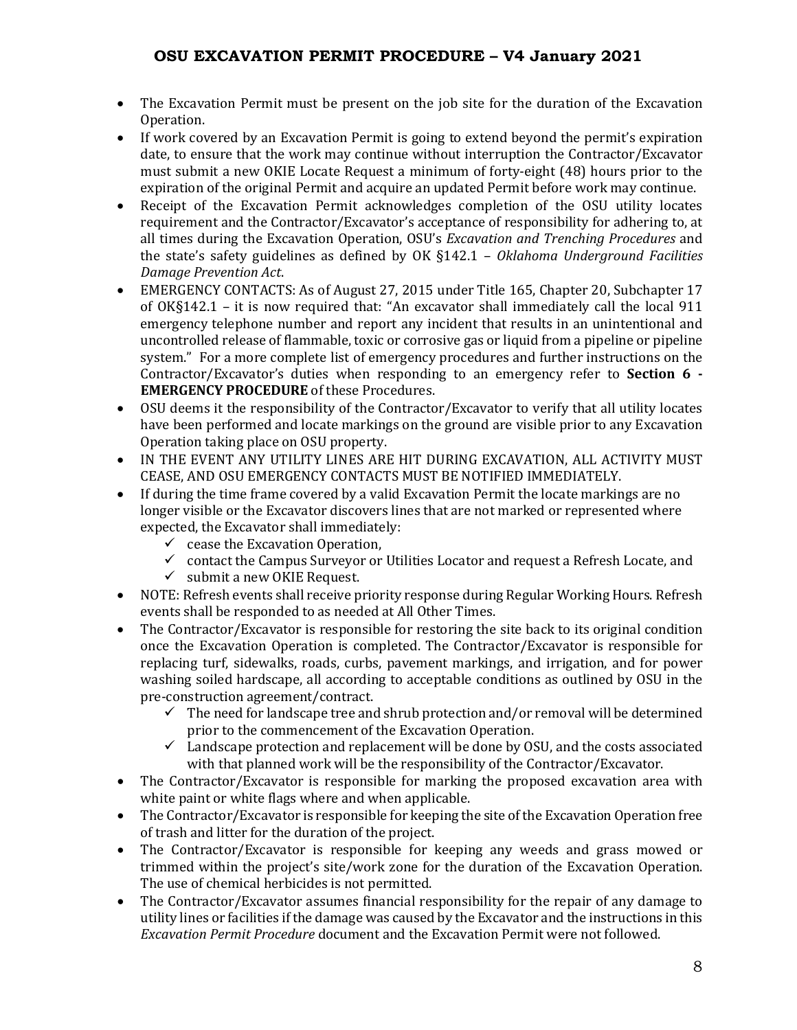- The Excavation Permit must be present on the job site for the duration of the Excavation Operation.
- If work covered by an Excavation Permit is going to extend beyond the permit's expiration date, to ensure that the work may continue without interruption the Contractor/Excavator must submit a new OKIE Locate Request a minimum of forty-eight (48) hours prior to the expiration of the original Permit and acquire an updated Permit before work may continue.
- Receipt of the Excavation Permit acknowledges completion of the OSU utility locates requirement and the Contractor/Excavator's acceptance of responsibility for adhering to, at all times during the Excavation Operation, OSU's *Excavation and Trenching Procedures* and the state's safety guidelines as defined by OK §142.1 – *Oklahoma Underground Facilities Damage Prevention Act*.
- EMERGENCY CONTACTS: As of August 27, 2015 under Title 165, Chapter 20, Subchapter 17 of OK§142.1 – it is now required that: "An excavator shall immediately call the local 911 emergency telephone number and report any incident that results in an unintentional and uncontrolled release of flammable, toxic or corrosive gas or liquid from a pipeline or pipeline system." For a more complete list of emergency procedures and further instructions on the Contractor/Excavator's duties when responding to an emergency refer to **Section 6 - EMERGENCY PROCEDURE** of these Procedures.
- OSU deems it the responsibility of the Contractor/Excavator to verify that all utility locates have been performed and locate markings on the ground are visible prior to any Excavation Operation taking place on OSU property.
- IN THE EVENT ANY UTILITY LINES ARE HIT DURING EXCAVATION, ALL ACTIVITY MUST CEASE, AND OSU EMERGENCY CONTACTS MUST BE NOTIFIED IMMEDIATELY.
- If during the time frame covered by a valid Excavation Permit the locate markings are no longer visible or the Excavator discovers lines that are not marked or represented where expected, the Excavator shall immediately:
  - ✓ cease the Excavation Operation,
  - ✓ contact the Campus Surveyor or Utilities Locator and request a Refresh Locate, and
  - ✓ submit a new OKIE Request.
- NOTE: Refresh events shall receive priority response during Regular Working Hours. Refresh events shall be responded to as needed at All Other Times.
- The Contractor/Excavator is responsible for restoring the site back to its original condition once the Excavation Operation is completed. The Contractor/Excavator is responsible for replacing turf, sidewalks, roads, curbs, pavement markings, and irrigation, and for power washing soiled hardscape, all according to acceptable conditions as outlined by OSU in the pre-construction agreement/contract.
  - ✓ The need for landscape tree and shrub protection and/or removal will be determined prior to the commencement of the Excavation Operation.
  - ✓ Landscape protection and replacement will be done by OSU, and the costs associated with that planned work will be the responsibility of the Contractor/Excavator.
- The Contractor/Excavator is responsible for marking the proposed excavation area with white paint or white flags where and when applicable.
- The Contractor/Excavator is responsible for keeping the site of the Excavation Operation free of trash and litter for the duration of the project.
- The Contractor/Excavator is responsible for keeping any weeds and grass mowed or trimmed within the project's site/work zone for the duration of the Excavation Operation. The use of chemical herbicides is not permitted.
- The Contractor/Excavator assumes financial responsibility for the repair of any damage to utility lines or facilities if the damage was caused by the Excavator and the instructions in this *Excavation Permit Procedure* document and the Excavation Permit were not followed.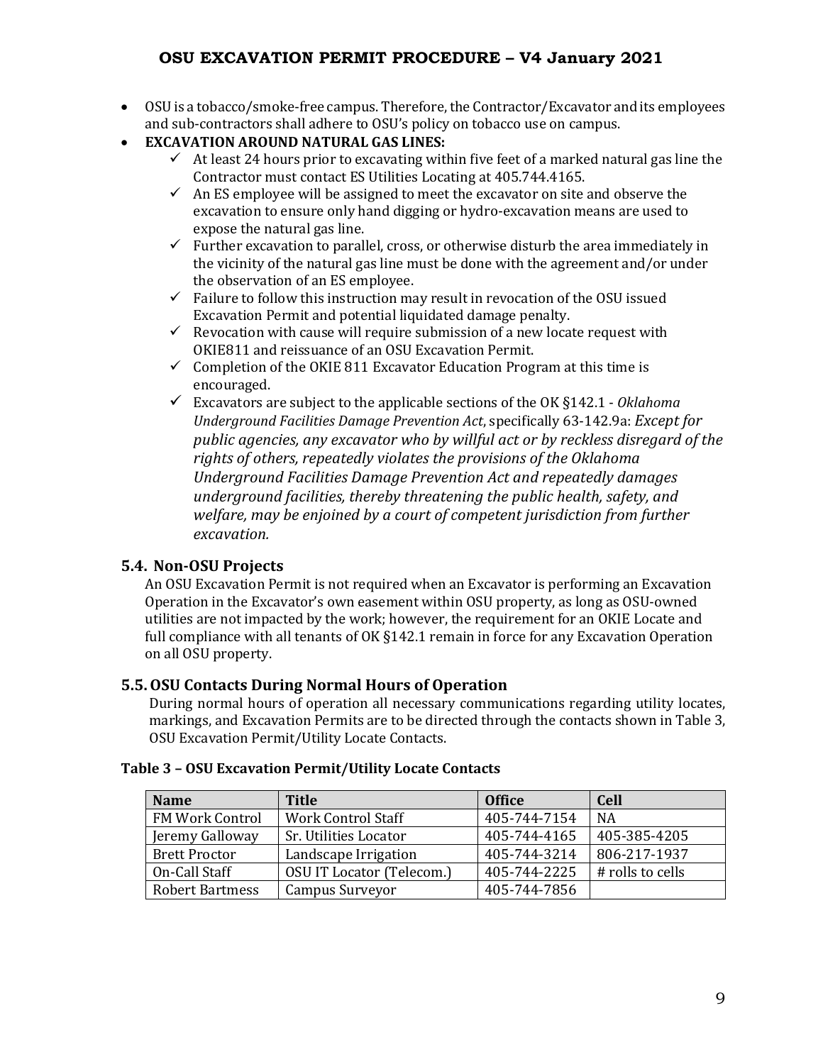- OSU is a tobacco/smoke-free campus. Therefore, the Contractor/Excavator and its employees and sub-contractors shall adhere to OSU's policy on tobacco use on campus.
- **EXCAVATION AROUND NATURAL GAS LINES:**
  - ✓ At least 24 hours prior to excavating within five feet of a marked natural gas line the Contractor must contact ES Utilities Locating at 405.744.4165.
  - ✓ An ES employee will be assigned to meet the excavator on site and observe the excavation to ensure only hand digging or hydro-excavation means are used to expose the natural gas line.
  - ✓ Further excavation to parallel, cross, or otherwise disturb the area immediately in the vicinity of the natural gas line must be done with the agreement and/or under the observation of an ES employee.
  - ✓ Failure to follow this instruction may result in revocation of the OSU issued Excavation Permit and potential liquidated damage penalty.
  - ✓ Revocation with cause will require submission of a new locate request with OKIE811 and reissuance of an OSU Excavation Permit.
  - ✓ Completion of the OKIE 811 Excavator Education Program at this time is encouraged.
  - ✓ Excavators are subject to the applicable sections of the OK §142.1 - *Oklahoma Underground Facilities Damage Prevention Act*, specifically 63-142.9a: *Except for public agencies, any excavator who by willful act or by reckless disregard of the rights of others, repeatedly violates the provisions of the Oklahoma Underground Facilities Damage Prevention Act and repeatedly damages underground facilities, thereby threatening the public health, safety, and welfare, may be enjoined by a court of competent jurisdiction from further excavation.*

## 5.4. Non-OSU Projects

An OSU Excavation Permit is not required when an Excavator is performing an Excavation Operation in the Excavator's own easement within OSU property, as long as OSU-owned utilities are not impacted by the work; however, the requirement for an OKIE Locate and full compliance with all tenants of OK §142.1 remain in force for any Excavation Operation on all OSU property.

## 5.5. OSU Contacts During Normal Hours of Operation

During normal hours of operation all necessary communications regarding utility locates, markings, and Excavation Permits are to be directed through the contacts shown in Table 3, OSU Excavation Permit/Utility Locate Contacts.

**Table 3 – OSU Excavation Permit/Utility Locate Contacts**

| Name | Title | Office | Cell |
|---|---|---|---|
| FM Work Control | Work Control Staff | 405-744-7154 | NA |
| Jeremy Galloway | Sr. Utilities Locator | 405-744-4165 | 405-385-4205 |
| Brett Proctor | Landscape Irrigation | 405-744-3214 | 806-217-1937 |
| On-Call Staff | OSU IT Locator (Telecom.) | 405-744-2225 | # rolls to cells |
| Robert Bartmess | Campus Surveyor | 405-744-7856 | |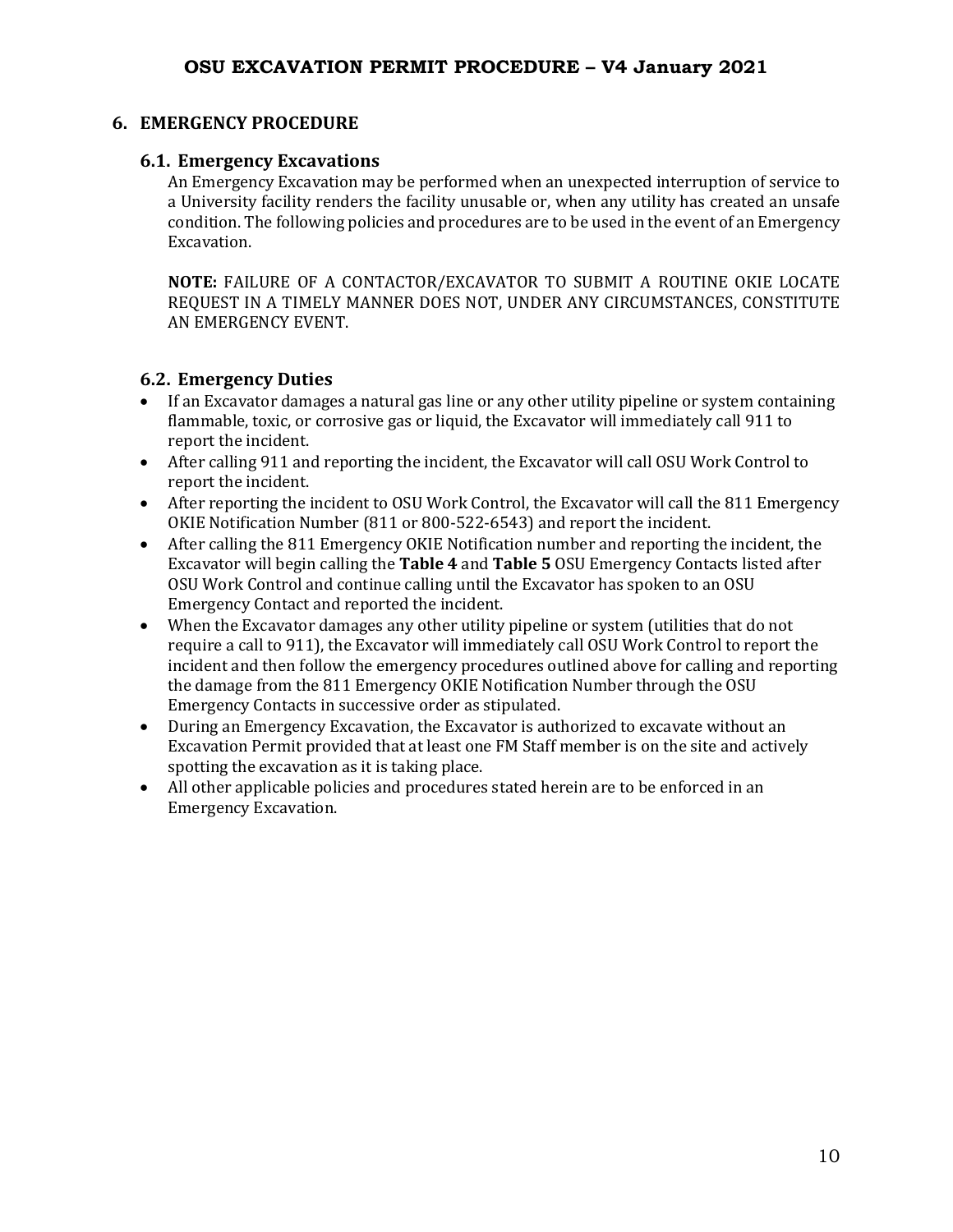## 6. EMERGENCY PROCEDURE

### 6.1. Emergency Excavations

An Emergency Excavation may be performed when an unexpected interruption of service to a University facility renders the facility unusable or, when any utility has created an unsafe condition. The following policies and procedures are to be used in the event of an Emergency Excavation.

**NOTE:** FAILURE OF A CONTACTOR/EXCAVATOR TO SUBMIT A ROUTINE OKIE LOCATE REQUEST IN A TIMELY MANNER DOES NOT, UNDER ANY CIRCUMSTANCES, CONSTITUTE AN EMERGENCY EVENT.

### 6.2. Emergency Duties

- If an Excavator damages a natural gas line or any other utility pipeline or system containing flammable, toxic, or corrosive gas or liquid, the Excavator will immediately call 911 to report the incident.
- After calling 911 and reporting the incident, the Excavator will call OSU Work Control to report the incident.
- After reporting the incident to OSU Work Control, the Excavator will call the 811 Emergency OKIE Notification Number (811 or 800-522-6543) and report the incident.
- After calling the 811 Emergency OKIE Notification number and reporting the incident, the Excavator will begin calling the **Table 4** and **Table 5** OSU Emergency Contacts listed after OSU Work Control and continue calling until the Excavator has spoken to an OSU Emergency Contact and reported the incident.
- When the Excavator damages any other utility pipeline or system (utilities that do not require a call to 911), the Excavator will immediately call OSU Work Control to report the incident and then follow the emergency procedures outlined above for calling and reporting the damage from the 811 Emergency OKIE Notification Number through the OSU Emergency Contacts in successive order as stipulated.
- During an Emergency Excavation, the Excavator is authorized to excavate without an Excavation Permit provided that at least one FM Staff member is on the site and actively spotting the excavation as it is taking place.
- All other applicable policies and procedures stated herein are to be enforced in an Emergency Excavation.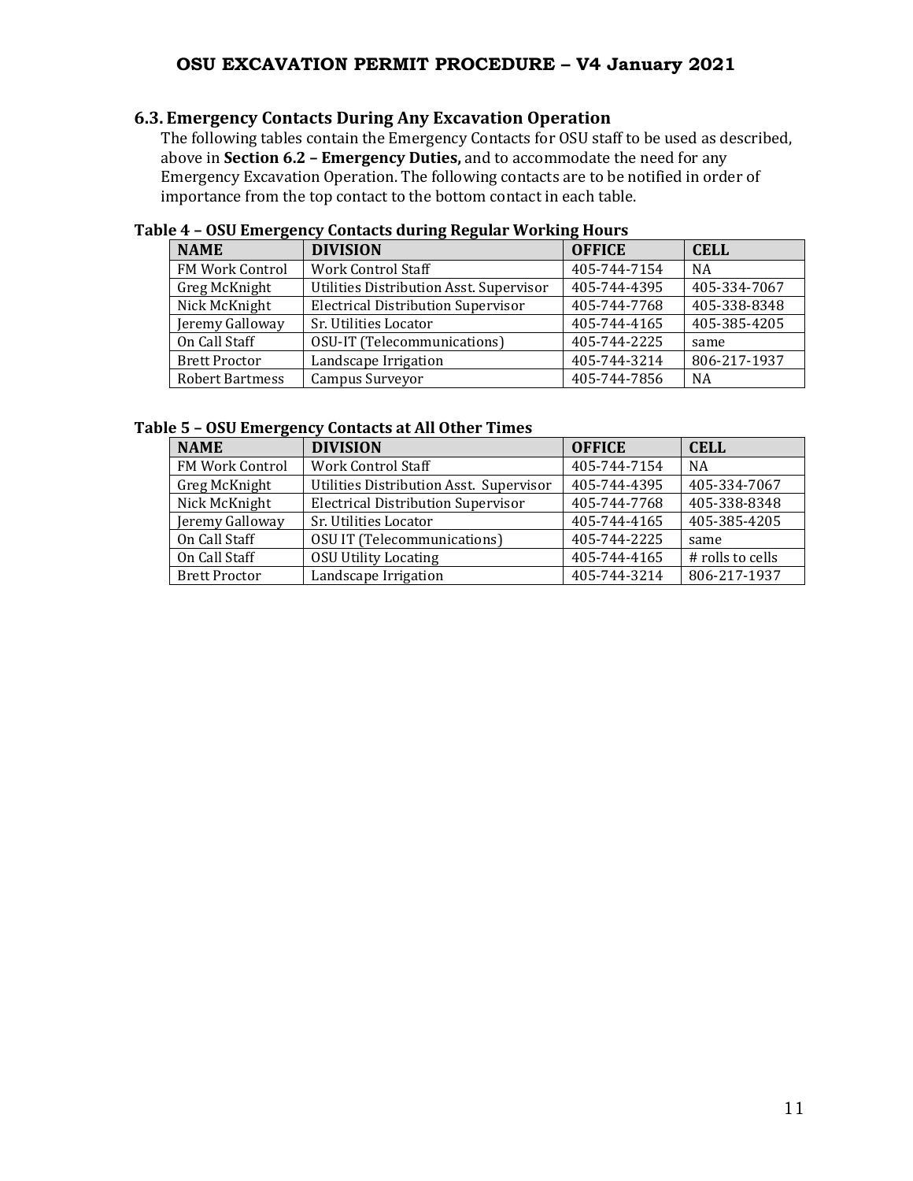### 6.3. Emergency Contacts During Any Excavation Operation

The following tables contain the Emergency Contacts for OSU staff to be used as described, above in **Section 6.2 – Emergency Duties,** and to accommodate the need for any Emergency Excavation Operation. The following contacts are to be notified in order of importance from the top contact to the bottom contact in each table.

**Table 4 – OSU Emergency Contacts during Regular Working Hours**

| NAME | DIVISION | OFFICE | CELL |
|---|---|---|---|
| FM Work Control | Work Control Staff | 405-744-7154 | NA |
| Greg McKnight | Utilities Distribution Asst. Supervisor | 405-744-4395 | 405-334-7067 |
| Nick McKnight | Electrical Distribution Supervisor | 405-744-7768 | 405-338-8348 |
| Jeremy Galloway | Sr. Utilities Locator | 405-744-4165 | 405-385-4205 |
| On Call Staff | OSU-IT (Telecommunications) | 405-744-2225 | same |
| Brett Proctor | Landscape Irrigation | 405-744-3214 | 806-217-1937 |
| Robert Bartmess | Campus Surveyor | 405-744-7856 | NA |

**Table 5 – OSU Emergency Contacts at All Other Times**

| NAME | DIVISION | OFFICE | CELL |
|---|---|---|---|
| FM Work Control | Work Control Staff | 405-744-7154 | NA |
| Greg McKnight | Utilities Distribution Asst. Supervisor | 405-744-4395 | 405-334-7067 |
| Nick McKnight | Electrical Distribution Supervisor | 405-744-7768 | 405-338-8348 |
| Jeremy Galloway | Sr. Utilities Locator | 405-744-4165 | 405-385-4205 |
| On Call Staff | OSU IT (Telecommunications) | 405-744-2225 | same |
| On Call Staff | OSU Utility Locating | 405-744-4165 | # rolls to cells |
| Brett Proctor | Landscape Irrigation | 405-744-3214 | 806-217-1937 |